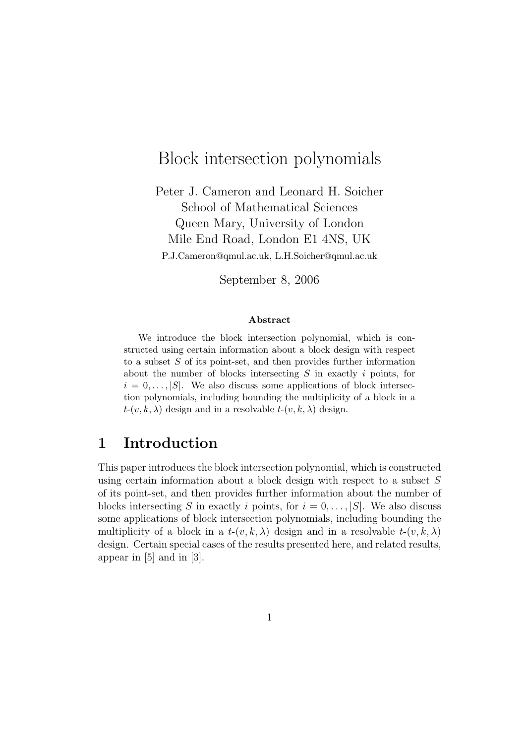# Block intersection polynomials

Peter J. Cameron and Leonard H. Soicher
School of Mathematical Sciences
Queen Mary, University of London
Mile End Road, London E1 4NS, UK
P.J.Cameron@qmul.ac.uk, L.H.Soicher@qmul.ac.uk

September 8, 2006

### Abstract

We introduce the block intersection polynomial, which is constructed using certain information about a block design with respect to a subset $S$ of its point-set, and then provides further information about the number of blocks intersecting $S$ in exactly $i$ points, for $i = 0, \ldots, |S|$. We also discuss some applications of block intersection polynomials, including bounding the multiplicity of a block in a $t$-$(v, k, \lambda)$ design and in a resolvable $t$-$(v, k, \lambda)$ design.

## 1 Introduction

This paper introduces the block intersection polynomial, which is constructed using certain information about a block design with respect to a subset $S$ of its point-set, and then provides further information about the number of blocks intersecting $S$ in exactly $i$ points, for $i = 0, \ldots, |S|$. We also discuss some applications of block intersection polynomials, including bounding the multiplicity of a block in a $t$-$(v, k, \lambda)$ design and in a resolvable $t$-$(v, k, \lambda)$ design. Certain special cases of the results presented here, and related results, appear in [5] and in [3].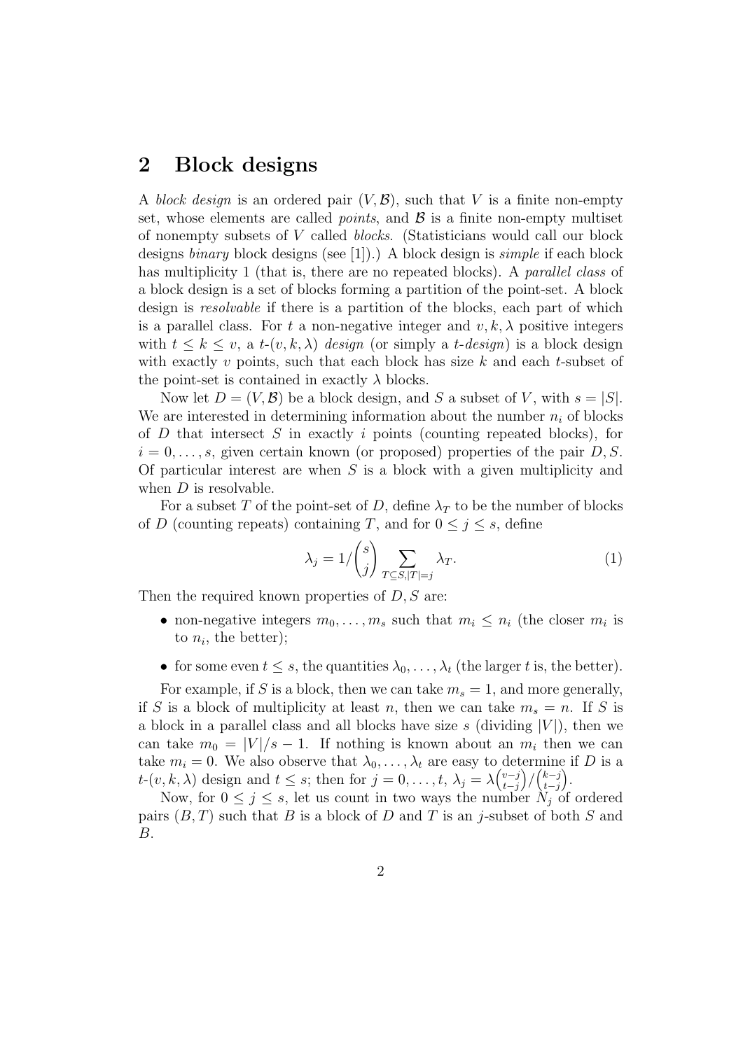## 2 Block designs

A *block design* is an ordered pair $(V, \mathcal{B})$, such that $V$ is a finite non-empty set, whose elements are called *points*, and $\mathcal{B}$ is a finite non-empty multiset of nonempty subsets of $V$ called *blocks*. (Statisticians would call our block designs *binary* block designs (see [1]).) A block design is *simple* if each block has multiplicity 1 (that is, there are no repeated blocks). A *parallel class* of a block design is a set of blocks forming a partition of the point-set. A block design is *resolvable* if there is a partition of the blocks, each part of which is a parallel class. For $t$ a non-negative integer and $v, k, \lambda$ positive integers with $t \leq k \leq v$, a $t$-$(v, k, \lambda)$ *design* (or simply a $t$-*design*) is a block design with exactly $v$ points, such that each block has size $k$ and each $t$-subset of the point-set is contained in exactly $\lambda$ blocks.

Now let $D = (V, \mathcal{B})$ be a block design, and $S$ a subset of $V$, with $s = |S|$. We are interested in determining information about the number $n_i$ of blocks of $D$ that intersect $S$ in exactly $i$ points (counting repeated blocks), for $i = 0, \ldots, s$, given certain known (or proposed) properties of the pair $D, S$. Of particular interest are when $S$ is a block with a given multiplicity and when $D$ is resolvable.

For a subset $T$ of the point-set of $D$, define $\lambda_T$ to be the number of blocks of $D$ (counting repeats) containing $T$, and for $0 \leq j \leq s$, define

$$\lambda_j = 1/\binom{s}{j} \sum_{T \subseteq S, |T|=j} \lambda_T. \tag{1}$$

Then the required known properties of $D, S$ are:

- non-negative integers $m_0, \ldots, m_s$ such that $m_i \leq n_i$ (the closer $m_i$ is to $n_i$, the better);
- for some even $t \leq s$, the quantities $\lambda_0, \ldots, \lambda_t$ (the larger $t$ is, the better).

For example, if $S$ is a block, then we can take $m_s = 1$, and more generally, if $S$ is a block of multiplicity at least $n$, then we can take $m_s = n$. If $S$ is a block in a parallel class and all blocks have size $s$ (dividing $|V|$), then we can take $m_0 = |V|/s - 1$. If nothing is known about an $m_i$ then we can take $m_i = 0$. We also observe that $\lambda_0, \ldots, \lambda_t$ are easy to determine if $D$ is a $t$-$(v, k, \lambda)$ design and $t \leq s$; then for $j = 0, \ldots, t$, $\lambda_j = \lambda\binom{v-j}{t-j}/\binom{k-j}{t-j}$.

Now, for $0 \leq j \leq s$, let us count in two ways the number $N_j$ of ordered pairs $(B, T)$ such that $B$ is a block of $D$ and $T$ is an $j$-subset of both $S$ and $B$.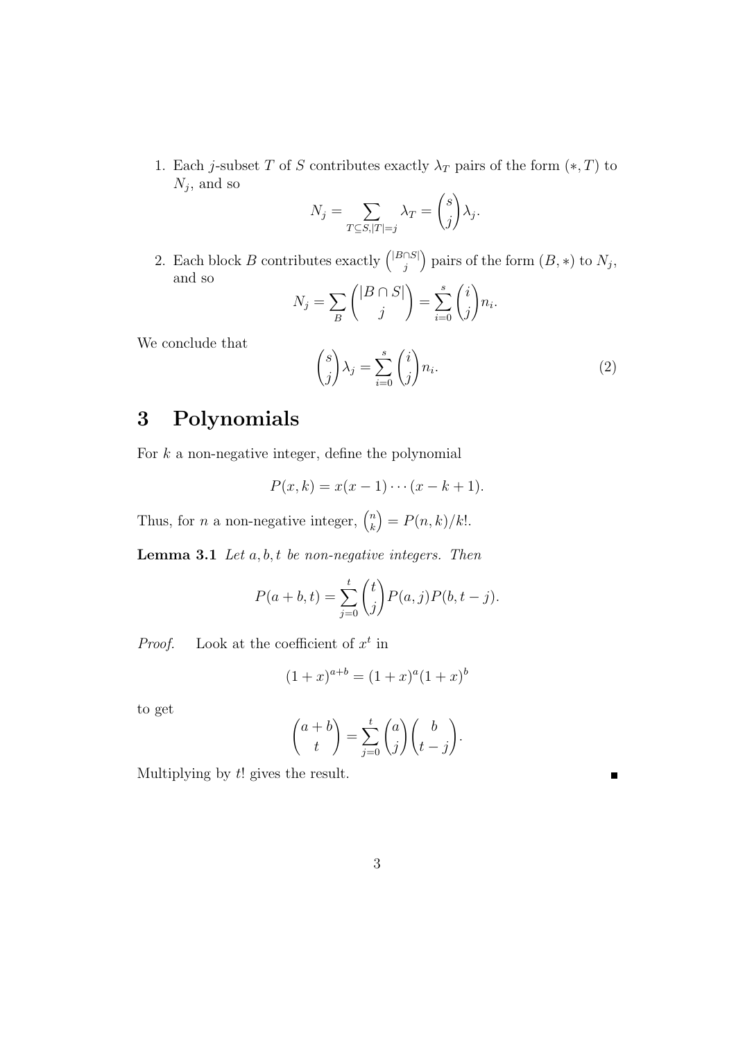1. Each $j$-subset $T$ of $S$ contributes exactly $\lambda_T$ pairs of the form $(*, T)$ to $N_j$, and so

$$N_j = \sum_{T \subseteq S, |T|=j} \lambda_T = \binom{s}{j} \lambda_j.$$

2. Each block $B$ contributes exactly $\binom{|B \cap S|}{j}$ pairs of the form $(B, *)$ to $N_j$, and so

$$N_j = \sum_B \binom{|B \cap S|}{j} = \sum_{i=0}^{s} \binom{i}{j} n_i.$$

We conclude that

$$\binom{s}{j} \lambda_j = \sum_{i=0}^{s} \binom{i}{j} n_i. \tag{2}$$

# 3 Polynomials

For $k$ a non-negative integer, define the polynomial

$$P(x, k) = x(x-1)\cdots(x-k+1).$$

Thus, for $n$ a non-negative integer, $\binom{n}{k} = P(n, k)/k!$.

**Lemma 3.1** *Let $a, b, t$ be non-negative integers. Then*

$$P(a+b, t) = \sum_{j=0}^{t} \binom{t}{j} P(a, j) P(b, t-j).$$

*Proof.* Look at the coefficient of $x^t$ in

$$(1+x)^{a+b} = (1+x)^a (1+x)^b$$

to get

$$\binom{a+b}{t} = \sum_{j=0}^{t} \binom{a}{j} \binom{b}{t-j}.$$

Multiplying by $t!$ gives the result. ∎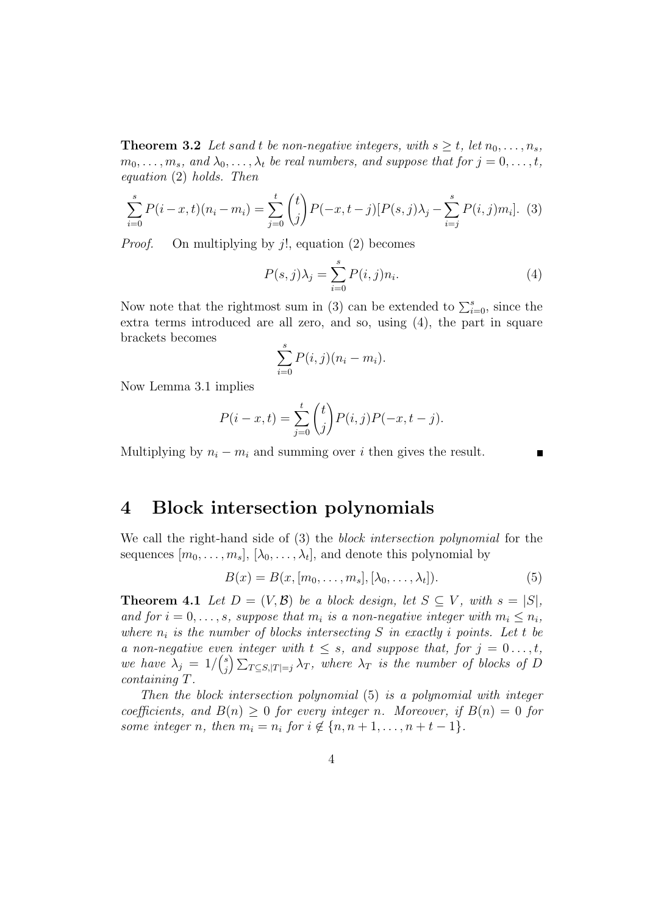**Theorem 3.2** *Let $s$ and $t$ be non-negative integers, with $s \geq t$, let $n_0, \ldots, n_s$, $m_0, \ldots, m_s$, and $\lambda_0, \ldots, \lambda_t$ be real numbers, and suppose that for $j = 0, \ldots, t$, equation* (2) *holds. Then*

$$\sum_{i=0}^{s} P(i-x,t)(n_i - m_i) = \sum_{j=0}^{t} \binom{t}{j} P(-x, t-j)[P(s,j)\lambda_j - \sum_{i=j}^{s} P(i,j)m_i]. \quad (3)$$

*Proof.* On multiplying by $j!$, equation (2) becomes

$$P(s,j)\lambda_j = \sum_{i=0}^{s} P(i,j)n_i. \quad (4)$$

Now note that the rightmost sum in (3) can be extended to $\sum_{i=0}^{s}$, since the extra terms introduced are all zero, and so, using (4), the part in square brackets becomes

$$\sum_{i=0}^{s} P(i,j)(n_i - m_i).$$

Now Lemma 3.1 implies

$$P(i-x,t) = \sum_{j=0}^{t} \binom{t}{j} P(i,j)P(-x,t-j).$$

Multiplying by $n_i - m_i$ and summing over $i$ then gives the result. ∎

# 4 Block intersection polynomials

We call the right-hand side of (3) the *block intersection polynomial* for the sequences $[m_0, \ldots, m_s]$, $[\lambda_0, \ldots, \lambda_t]$, and denote this polynomial by

$$B(x) = B(x, [m_0, \ldots, m_s], [\lambda_0, \ldots, \lambda_t]). \quad (5)$$

**Theorem 4.1** *Let $D = (V, \mathcal{B})$ be a block design, let $S \subseteq V$, with $s = |S|$, and for $i = 0, \ldots, s$, suppose that $m_i$ is a non-negative integer with $m_i \leq n_i$, where $n_i$ is the number of blocks intersecting $S$ in exactly $i$ points. Let $t$ be a non-negative even integer with $t \leq s$, and suppose that, for $j = 0 \ldots, t$, we have $\lambda_j = 1/\binom{s}{j} \sum_{T \subseteq S, |T|=j} \lambda_T$, where $\lambda_T$ is the number of blocks of $D$ containing $T$.*

*Then the block intersection polynomial* (5) *is a polynomial with integer coefficients, and $B(n) \geq 0$ for every integer $n$. Moreover, if $B(n) = 0$ for some integer $n$, then $m_i = n_i$ for $i \notin \{n, n+1, \ldots, n+t-1\}$.*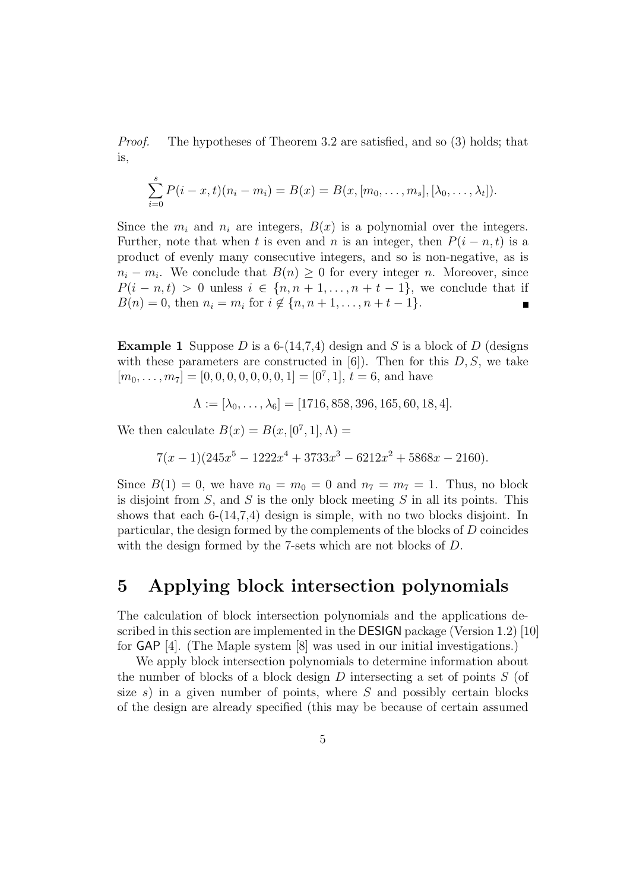*Proof.* The hypotheses of Theorem 3.2 are satisfied, and so (3) holds; that is,

$$\sum_{i=0}^{s} P(i-x,t)(n_i - m_i) = B(x) = B(x, [m_0, \ldots, m_s], [\lambda_0, \ldots, \lambda_t]).$$

Since the $m_i$ and $n_i$ are integers, $B(x)$ is a polynomial over the integers. Further, note that when $t$ is even and $n$ is an integer, then $P(i-n,t)$ is a product of evenly many consecutive integers, and so is non-negative, as is $n_i - m_i$. We conclude that $B(n) \geq 0$ for every integer $n$. Moreover, since $P(i-n,t) > 0$ unless $i \in \{n, n+1, \ldots, n+t-1\}$, we conclude that if $B(n) = 0$, then $n_i = m_i$ for $i \notin \{n, n+1, \ldots, n+t-1\}$. ∎

**Example 1** Suppose $D$ is a 6-(14,7,4) design and $S$ is a block of $D$ (designs with these parameters are constructed in [6]). Then for this $D, S$, we take $[m_0, \ldots, m_7] = [0, 0, 0, 0, 0, 0, 0, 1] = [0^7, 1]$, $t = 6$, and have

$$\Lambda := [\lambda_0, \ldots, \lambda_6] = [1716, 858, 396, 165, 60, 18, 4].$$

We then calculate $B(x) = B(x, [0^7, 1], \Lambda) =$

$$7(x-1)(245x^5 - 1222x^4 + 3733x^3 - 6212x^2 + 5868x - 2160).$$

Since $B(1) = 0$, we have $n_0 = m_0 = 0$ and $n_7 = m_7 = 1$. Thus, no block is disjoint from $S$, and $S$ is the only block meeting $S$ in all its points. This shows that each 6-(14,7,4) design is simple, with no two blocks disjoint. In particular, the design formed by the complements of the blocks of $D$ coincides with the design formed by the 7-sets which are not blocks of $D$.

# 5 Applying block intersection polynomials

The calculation of block intersection polynomials and the applications described in this section are implemented in the DESIGN package (Version 1.2) [10] for GAP [4]. (The Maple system [8] was used in our initial investigations.)

We apply block intersection polynomials to determine information about the number of blocks of a block design $D$ intersecting a set of points $S$ (of size $s$) in a given number of points, where $S$ and possibly certain blocks of the design are already specified (this may be because of certain assumed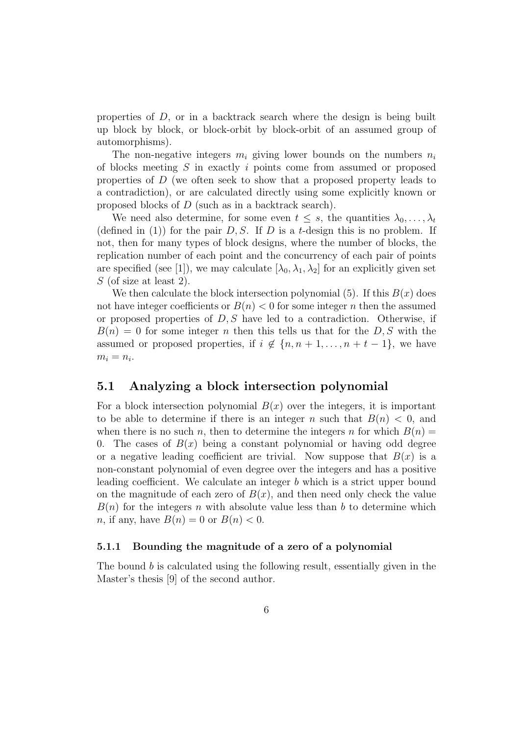properties of $D$, or in a backtrack search where the design is being built up block by block, or block-orbit by block-orbit of an assumed group of automorphisms).

The non-negative integers $m_i$ giving lower bounds on the numbers $n_i$ of blocks meeting $S$ in exactly $i$ points come from assumed or proposed properties of $D$ (we often seek to show that a proposed property leads to a contradiction), or are calculated directly using some explicitly known or proposed blocks of $D$ (such as in a backtrack search).

We need also determine, for some even $t \leq s$, the quantities $\lambda_0, \ldots, \lambda_t$ (defined in (1)) for the pair $D, S$. If $D$ is a $t$-design this is no problem. If not, then for many types of block designs, where the number of blocks, the replication number of each point and the concurrency of each pair of points are specified (see [1]), we may calculate $[\lambda_0, \lambda_1, \lambda_2]$ for an explicitly given set $S$ (of size at least 2).

We then calculate the block intersection polynomial (5). If this $B(x)$ does not have integer coefficients or $B(n) < 0$ for some integer $n$ then the assumed or proposed properties of $D, S$ have led to a contradiction. Otherwise, if $B(n) = 0$ for some integer $n$ then this tells us that for the $D, S$ with the assumed or proposed properties, if $i \notin \{n, n+1, \ldots, n+t-1\}$, we have $m_i = n_i$.

## 5.1 Analyzing a block intersection polynomial

For a block intersection polynomial $B(x)$ over the integers, it is important to be able to determine if there is an integer $n$ such that $B(n) < 0$, and when there is no such $n$, then to determine the integers $n$ for which $B(n) = 0$. The cases of $B(x)$ being a constant polynomial or having odd degree or a negative leading coefficient are trivial. Now suppose that $B(x)$ is a non-constant polynomial of even degree over the integers and has a positive leading coefficient. We calculate an integer $b$ which is a strict upper bound on the magnitude of each zero of $B(x)$, and then need only check the value $B(n)$ for the integers $n$ with absolute value less than $b$ to determine which $n$, if any, have $B(n) = 0$ or $B(n) < 0$.

### 5.1.1 Bounding the magnitude of a zero of a polynomial

The bound $b$ is calculated using the following result, essentially given in the Master's thesis [9] of the second author.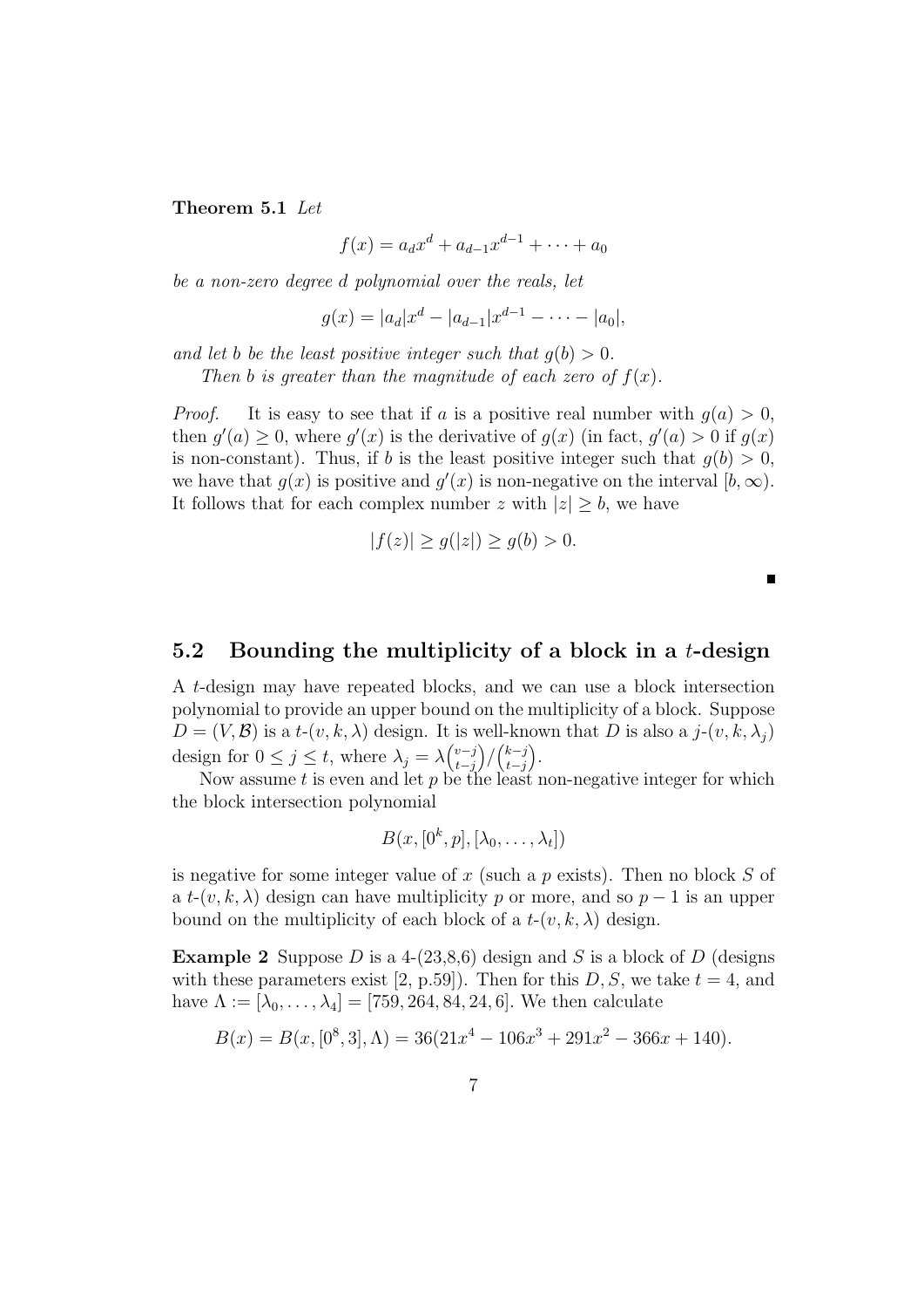**Theorem 5.1** *Let*

$$f(x) = a_d x^d + a_{d-1}x^{d-1} + \cdots + a_0$$

*be a non-zero degree d polynomial over the reals, let*

$$g(x) = |a_d|x^d - |a_{d-1}|x^{d-1} - \cdots - |a_0|,$$

*and let b be the least positive integer such that $g(b) > 0$.*

*Then b is greater than the magnitude of each zero of $f(x)$.*

*Proof.* It is easy to see that if $a$ is a positive real number with $g(a) > 0$, then $g'(a) \geq 0$, where $g'(x)$ is the derivative of $g(x)$ (in fact, $g'(a) > 0$ if $g(x)$ is non-constant). Thus, if $b$ is the least positive integer such that $g(b) > 0$, we have that $g(x)$ is positive and $g'(x)$ is non-negative on the interval $[b, \infty)$. It follows that for each complex number $z$ with $|z| \geq b$, we have

$$|f(z)| \geq g(|z|) \geq g(b) > 0.$$

■

## 5.2 Bounding the multiplicity of a block in a $t$-design

A $t$-design may have repeated blocks, and we can use a block intersection polynomial to provide an upper bound on the multiplicity of a block. Suppose $D = (V, \mathcal{B})$ is a $t$-$(v, k, \lambda)$ design. It is well-known that $D$ is also a $j$-$(v, k, \lambda_j)$ design for $0 \leq j \leq t$, where $\lambda_j = \lambda\binom{v-j}{t-j}/\binom{k-j}{t-j}$.

Now assume $t$ is even and let $p$ be the least non-negative integer for which the block intersection polynomial

$$B(x, [0^k, p], [\lambda_0, \ldots, \lambda_t])$$

is negative for some integer value of $x$ (such a $p$ exists). Then no block $S$ of a $t$-$(v, k, \lambda)$ design can have multiplicity $p$ or more, and so $p - 1$ is an upper bound on the multiplicity of each block of a $t$-$(v, k, \lambda)$ design.

**Example 2** Suppose $D$ is a 4-(23,8,6) design and $S$ is a block of $D$ (designs with these parameters exist [2, p.59]). Then for this $D, S$, we take $t = 4$, and have $\Lambda := [\lambda_0, \ldots, \lambda_4] = [759, 264, 84, 24, 6]$. We then calculate

$$B(x) = B(x, [0^8, 3], \Lambda) = 36(21x^4 - 106x^3 + 291x^2 - 366x + 140).$$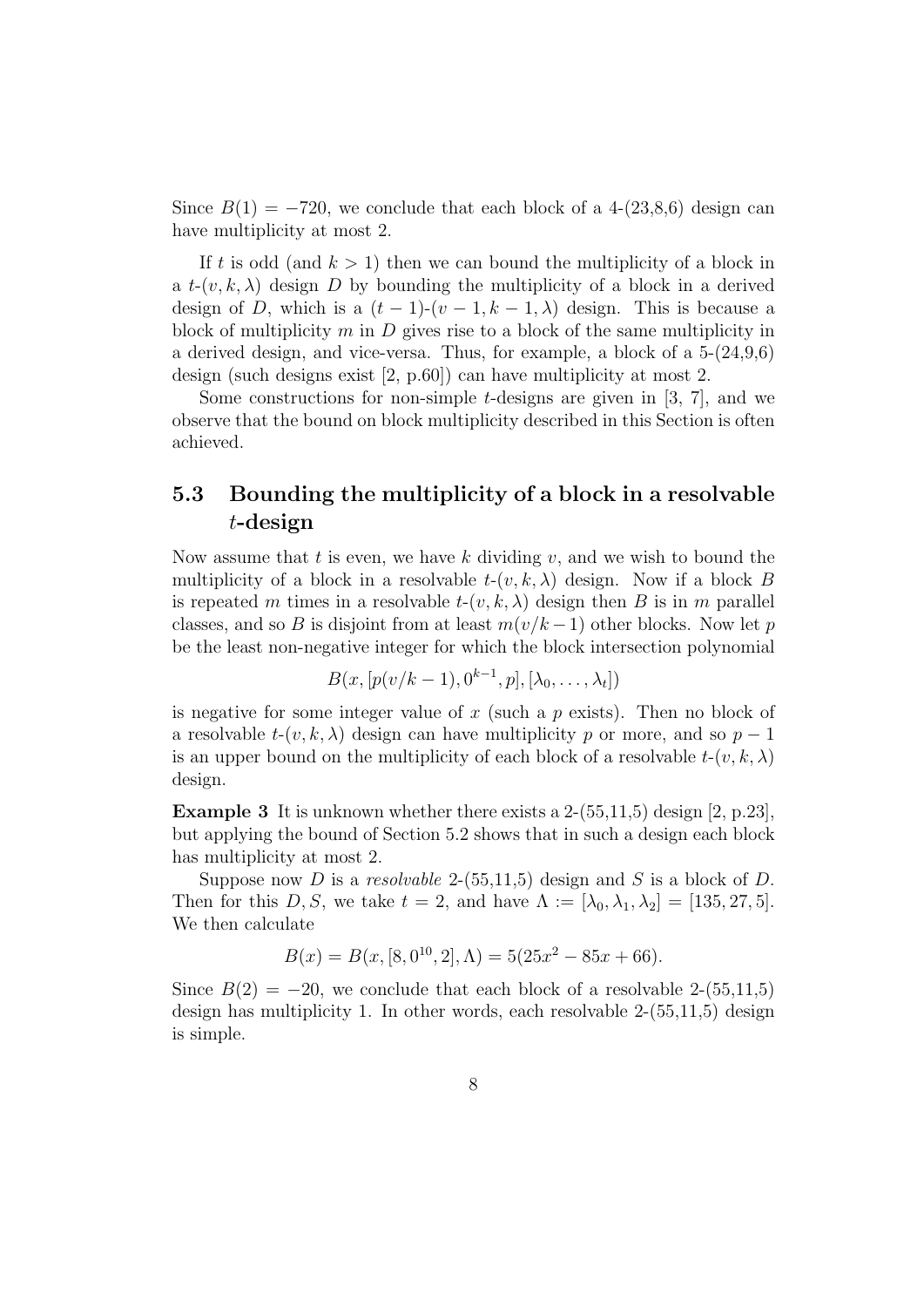Since $B(1) = -720$, we conclude that each block of a 4-(23,8,6) design can have multiplicity at most 2.

If $t$ is odd (and $k > 1$) then we can bound the multiplicity of a block in a $t$-$(v, k, \lambda)$ design $D$ by bounding the multiplicity of a block in a derived design of $D$, which is a $(t-1)$-$(v-1, k-1, \lambda)$ design. This is because a block of multiplicity $m$ in $D$ gives rise to a block of the same multiplicity in a derived design, and vice-versa. Thus, for example, a block of a 5-(24,9,6) design (such designs exist [2, p.60]) can have multiplicity at most 2.

Some constructions for non-simple $t$-designs are given in [3, 7], and we observe that the bound on block multiplicity described in this Section is often achieved.

## 5.3 Bounding the multiplicity of a block in a resolvable $t$-design

Now assume that $t$ is even, we have $k$ dividing $v$, and we wish to bound the multiplicity of a block in a resolvable $t$-$(v, k, \lambda)$ design. Now if a block $B$ is repeated $m$ times in a resolvable $t$-$(v, k, \lambda)$ design then $B$ is in $m$ parallel classes, and so $B$ is disjoint from at least $m(v/k - 1)$ other blocks. Now let $p$ be the least non-negative integer for which the block intersection polynomial

$$B(x, [p(v/k - 1), 0^{k-1}, p], [\lambda_0, \ldots, \lambda_t])$$

is negative for some integer value of $x$ (such a $p$ exists). Then no block of a resolvable $t$-$(v, k, \lambda)$ design can have multiplicity $p$ or more, and so $p - 1$ is an upper bound on the multiplicity of each block of a resolvable $t$-$(v, k, \lambda)$ design.

**Example 3** It is unknown whether there exists a 2-(55,11,5) design [2, p.23], but applying the bound of Section 5.2 shows that in such a design each block has multiplicity at most 2.

Suppose now $D$ is a *resolvable* 2-(55,11,5) design and $S$ is a block of $D$. Then for this $D, S$, we take $t = 2$, and have $\Lambda := [\lambda_0, \lambda_1, \lambda_2] = [135, 27, 5]$. We then calculate

$$B(x) = B(x, [8, 0^{10}, 2], \Lambda) = 5(25x^2 - 85x + 66).$$

Since $B(2) = -20$, we conclude that each block of a resolvable 2-(55,11,5) design has multiplicity 1. In other words, each resolvable 2-(55,11,5) design is simple.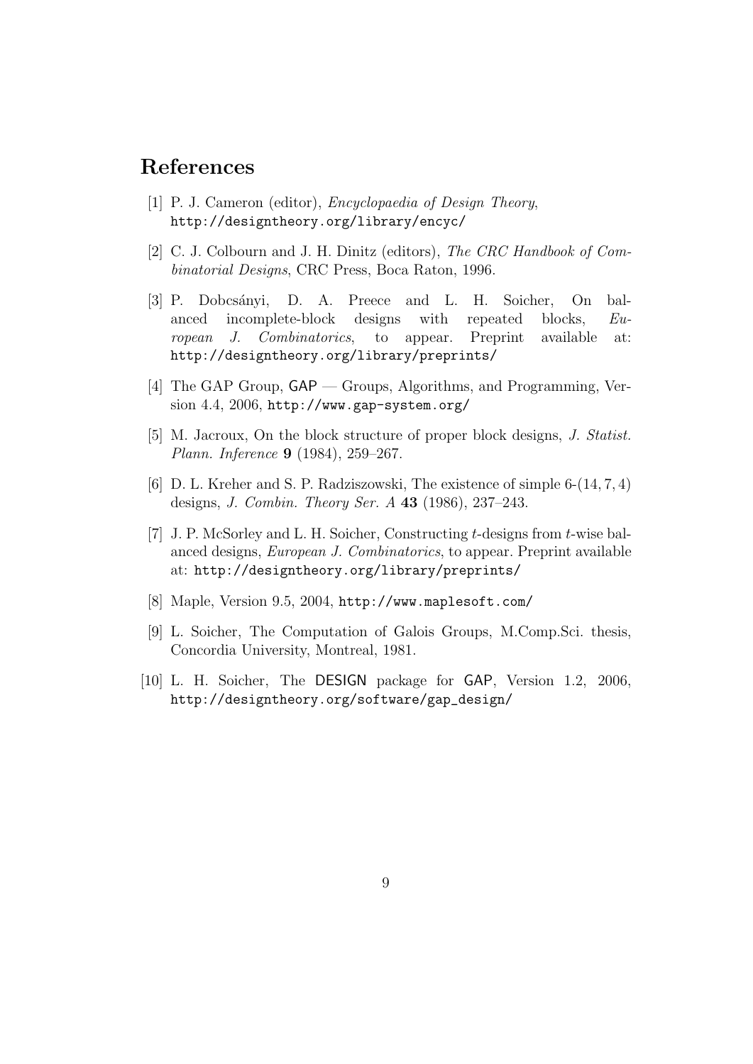## References

[1] P. J. Cameron (editor), *Encyclopaedia of Design Theory*, http://designtheory.org/library/encyc/

[2] C. J. Colbourn and J. H. Dinitz (editors), *The CRC Handbook of Combinatorial Designs*, CRC Press, Boca Raton, 1996.

[3] P. Dobcsányi, D. A. Preece and L. H. Soicher, On balanced incomplete-block designs with repeated blocks, *European J. Combinatorics*, to appear. Preprint available at: http://designtheory.org/library/preprints/

[4] The GAP Group, GAP — Groups, Algorithms, and Programming, Version 4.4, 2006, http://www.gap-system.org/

[5] M. Jacroux, On the block structure of proper block designs, *J. Statist. Plann. Inference* **9** (1984), 259–267.

[6] D. L. Kreher and S. P. Radziszowski, The existence of simple 6-$(14, 7, 4)$ designs, *J. Combin. Theory Ser. A* **43** (1986), 237–243.

[7] J. P. McSorley and L. H. Soicher, Constructing $t$-designs from $t$-wise balanced designs, *European J. Combinatorics*, to appear. Preprint available at: http://designtheory.org/library/preprints/

[8] Maple, Version 9.5, 2004, http://www.maplesoft.com/

[9] L. Soicher, The Computation of Galois Groups, M.Comp.Sci. thesis, Concordia University, Montreal, 1981.

[10] L. H. Soicher, The DESIGN package for GAP, Version 1.2, 2006, http://designtheory.org/software/gap_design/